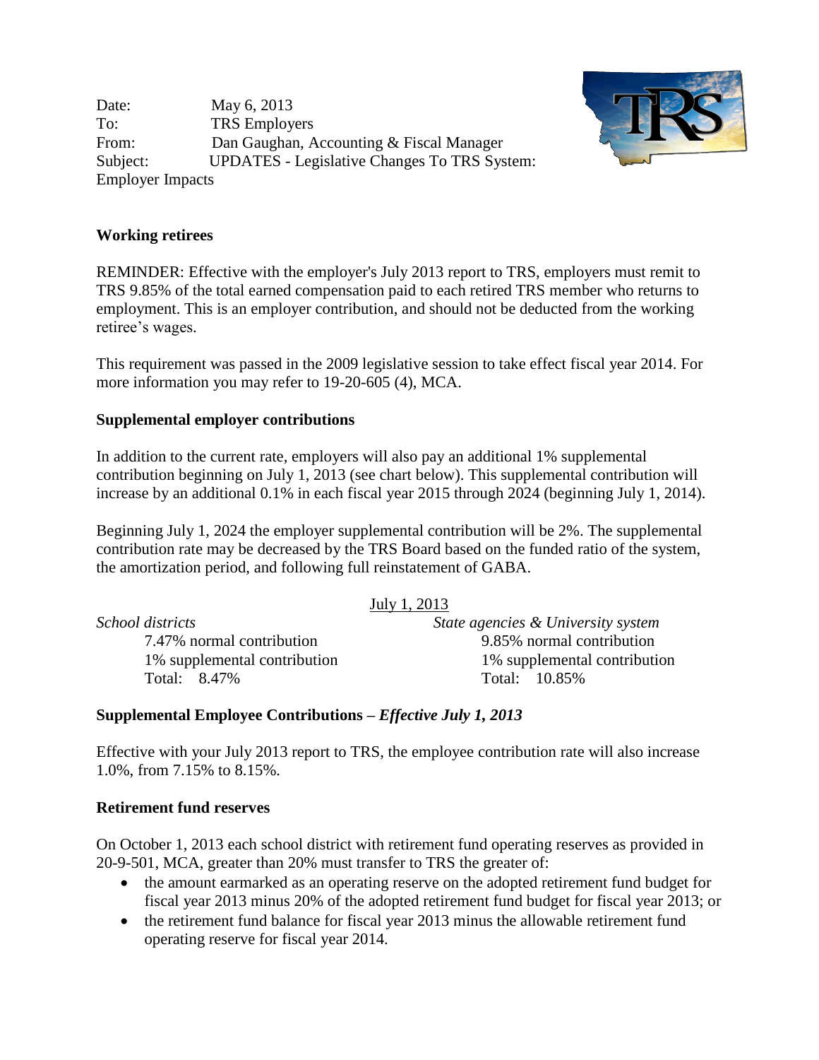Date: May 6, 2013
To: TRS Employers
From: Dan Gaughan, Accounting & Fiscal Manager
Subject: UPDATES - Legislative Changes To TRS System: Employer Impacts

**Working retirees**

REMINDER: Effective with the employer's July 2013 report to TRS, employers must remit to TRS 9.85% of the total earned compensation paid to each retired TRS member who returns to employment. This is an employer contribution, and should not be deducted from the working retiree's wages.

This requirement was passed in the 2009 legislative session to take effect fiscal year 2014. For more information you may refer to 19-20-605 (4), MCA.

**Supplemental employer contributions**

In addition to the current rate, employers will also pay an additional 1% supplemental contribution beginning on July 1, 2013 (see chart below). This supplemental contribution will increase by an additional 0.1% in each fiscal year 2015 through 2024 (beginning July 1, 2014).

Beginning July 1, 2024 the employer supplemental contribution will be 2%. The supplemental contribution rate may be decreased by the TRS Board based on the funded ratio of the system, the amortization period, and following full reinstatement of GABA.

July 1, 2013

| *School districts* | *State agencies & University system* |
|---|---|
| 7.47% normal contribution | 9.85% normal contribution |
| 1% supplemental contribution | 1% supplemental contribution |
| Total: 8.47% | Total: 10.85% |

**Supplemental Employee Contributions –** ***Effective July 1, 2013***

Effective with your July 2013 report to TRS, the employee contribution rate will also increase 1.0%, from 7.15% to 8.15%.

**Retirement fund reserves**

On October 1, 2013 each school district with retirement fund operating reserves as provided in 20-9-501, MCA, greater than 20% must transfer to TRS the greater of:

- the amount earmarked as an operating reserve on the adopted retirement fund budget for fiscal year 2013 minus 20% of the adopted retirement fund budget for fiscal year 2013; or
- the retirement fund balance for fiscal year 2013 minus the allowable retirement fund operating reserve for fiscal year 2014.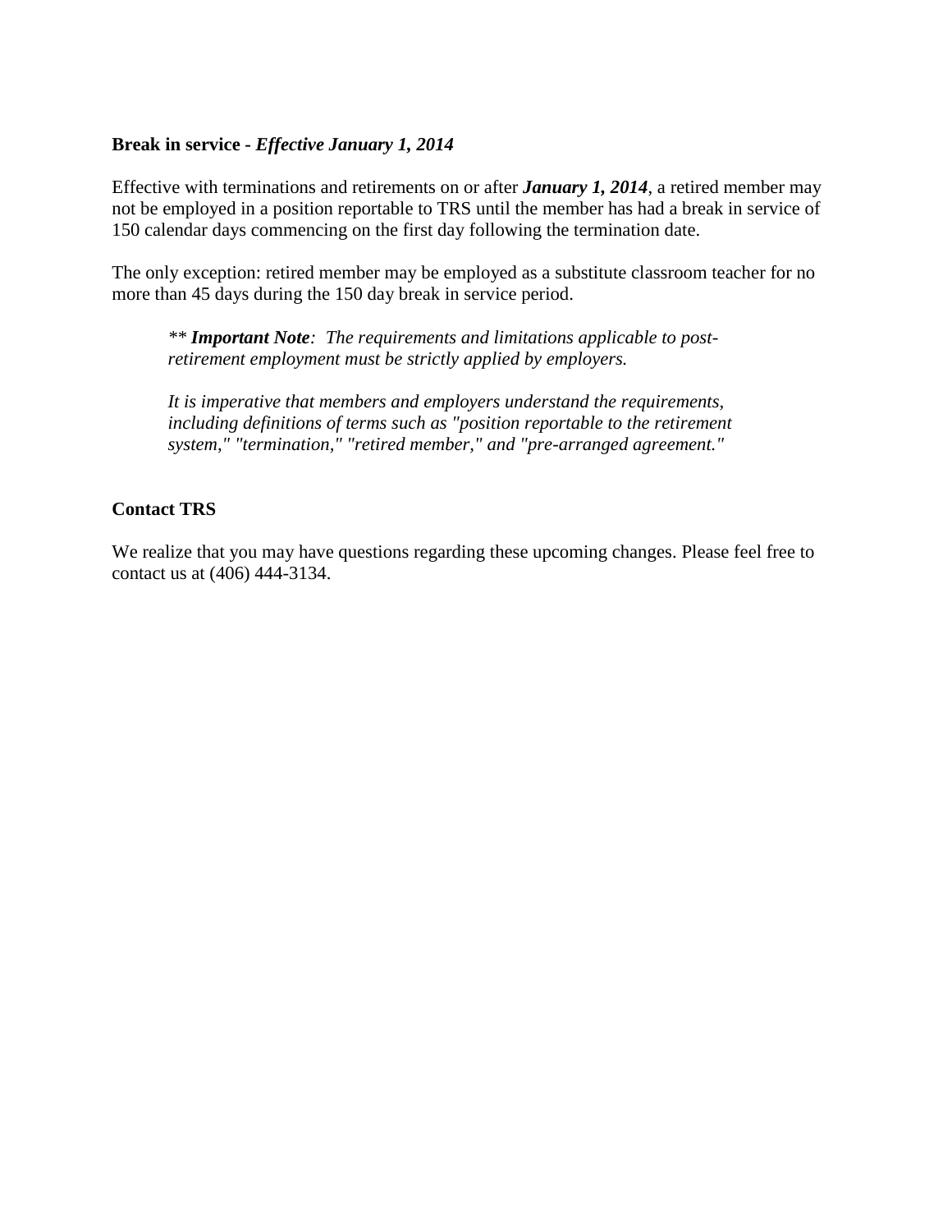**Break in service -** ***Effective January 1, 2014***

Effective with terminations and retirements on or after ***January 1, 2014***, a retired member may not be employed in a position reportable to TRS until the member has had a break in service of 150 calendar days commencing on the first day following the termination date.

The only exception: retired member may be employed as a substitute classroom teacher for no more than 45 days during the 150 day break in service period.

> *** ***Important Note****: The requirements and limitations applicable to post-retirement employment must be strictly applied by employers.*
>
> *It is imperative that members and employers understand the requirements, including definitions of terms such as "position reportable to the retirement system," "termination," "retired member," and "pre-arranged agreement."*

**Contact TRS**

We realize that you may have questions regarding these upcoming changes. Please feel free to contact us at (406) 444-3134.